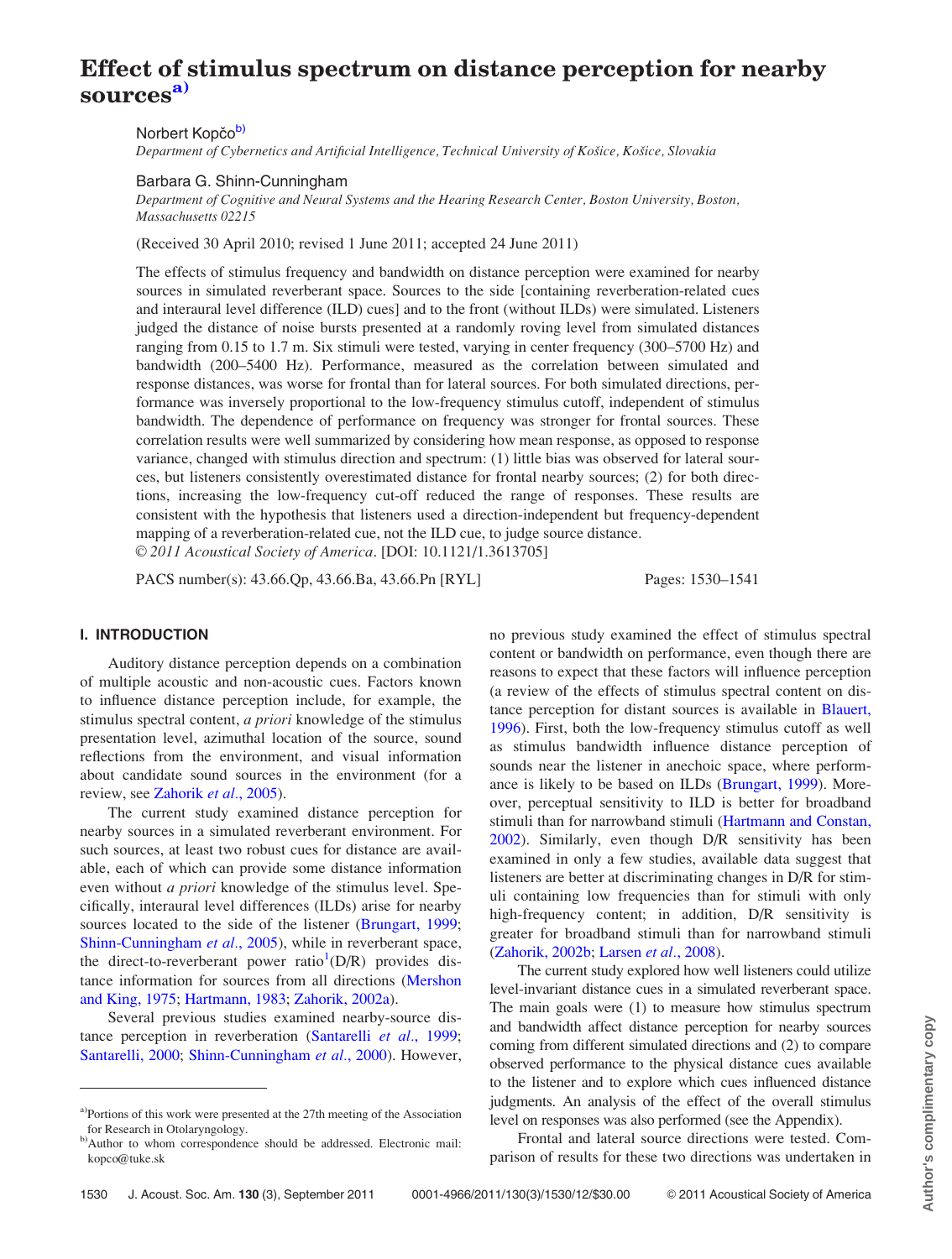# Effect of stimulus spectrum on distance perception for nearby sources[a)]

Norbert Kopčo[b)]

*Department of Cybernetics and Artificial Intelligence, Technical University of Košice, Košice, Slovakia*

Barbara G. Shinn-Cunningham

*Department of Cognitive and Neural Systems and the Hearing Research Center, Boston University, Boston, Massachusetts 02215*

(Received 30 April 2010; revised 1 June 2011; accepted 24 June 2011)

The effects of stimulus frequency and bandwidth on distance perception were examined for nearby sources in simulated reverberant space. Sources to the side [containing reverberation-related cues and interaural level difference (ILD) cues] and to the front (without ILDs) were simulated. Listeners judged the distance of noise bursts presented at a randomly roving level from simulated distances ranging from 0.15 to 1.7 m. Six stimuli were tested, varying in center frequency (300–5700 Hz) and bandwidth (200–5400 Hz). Performance, measured as the correlation between simulated and response distances, was worse for frontal than for lateral sources. For both simulated directions, performance was inversely proportional to the low-frequency stimulus cutoff, independent of stimulus bandwidth. The dependence of performance on frequency was stronger for frontal sources. These correlation results were well summarized by considering how mean response, as opposed to response variance, changed with stimulus direction and spectrum: (1) little bias was observed for lateral sources, but listeners consistently overestimated distance for frontal nearby sources; (2) for both directions, increasing the low-frequency cut-off reduced the range of responses. These results are consistent with the hypothesis that listeners used a direction-independent but frequency-dependent mapping of a reverberation-related cue, not the ILD cue, to judge source distance.
© *2011 Acoustical Society of America*. [DOI: 10.1121/1.3613705]

PACS number(s): 43.66.Qp, 43.66.Ba, 43.66.Pn [RYL] Pages: 1530–1541

## I. INTRODUCTION

Auditory distance perception depends on a combination of multiple acoustic and non-acoustic cues. Factors known to influence distance perception include, for example, the stimulus spectral content, *a priori* knowledge of the stimulus presentation level, azimuthal location of the source, sound reflections from the environment, and visual information about candidate sound sources in the environment (for a review, see Zahorik *et al.*, 2005).

The current study examined distance perception for nearby sources in a simulated reverberant environment. For such sources, at least two robust cues for distance are available, each of which can provide some distance information even without *a priori* knowledge of the stimulus level. Specifically, interaural level differences (ILDs) arise for nearby sources located to the side of the listener (Brungart, 1999; Shinn-Cunningham *et al.*, 2005), while in reverberant space, the direct-to-reverberant power ratio[1](D/R) provides distance information for sources from all directions (Mershon and King, 1975; Hartmann, 1983; Zahorik, 2002a).

Several previous studies examined nearby-source distance perception in reverberation (Santarelli *et al.*, 1999; Santarelli, 2000; Shinn-Cunningham *et al.*, 2000). However, no previous study examined the effect of stimulus spectral content or bandwidth on performance, even though there are reasons to expect that these factors will influence perception (a review of the effects of stimulus spectral content on distance perception for distant sources is available in Blauert, 1996). First, both the low-frequency stimulus cutoff as well as stimulus bandwidth influence distance perception of sounds near the listener in anechoic space, where performance is likely to be based on ILDs (Brungart, 1999). Moreover, perceptual sensitivity to ILD is better for broadband stimuli than for narrowband stimuli (Hartmann and Constan, 2002). Similarly, even though D/R sensitivity has been examined in only a few studies, available data suggest that listeners are better at discriminating changes in D/R for stimuli containing low frequencies than for stimuli with only high-frequency content; in addition, D/R sensitivity is greater for broadband stimuli than for narrowband stimuli (Zahorik, 2002b; Larsen *et al.*, 2008).

The current study explored how well listeners could utilize level-invariant distance cues in a simulated reverberant space. The main goals were (1) to measure how stimulus spectrum and bandwidth affect distance perception for nearby sources coming from different simulated directions and (2) to compare observed performance to the physical distance cues available to the listener and to explore which cues influenced distance judgments. An analysis of the effect of the overall stimulus level on responses was also performed (see the Appendix).

Frontal and lateral source directions were tested. Comparison of results for these two directions was undertaken in

---

[a)]Portions of this work were presented at the 27th meeting of the Association for Research in Otolaryngology.

[b)]Author to whom correspondence should be addressed. Electronic mail: kopco@tuke.sk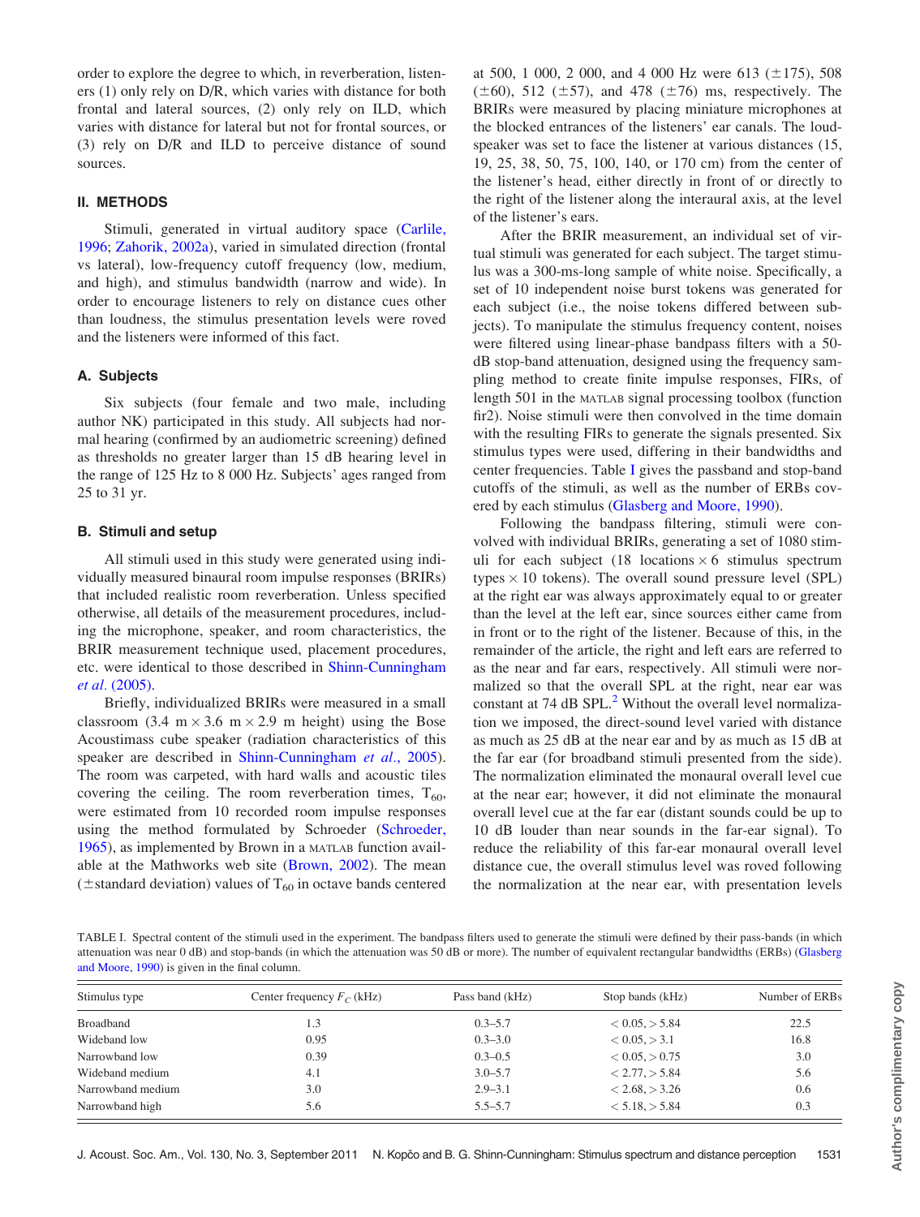order to explore the degree to which, in reverberation, listeners (1) only rely on D/R, which varies with distance for both frontal and lateral sources, (2) only rely on ILD, which varies with distance for lateral but not for frontal sources, or (3) rely on D/R and ILD to perceive distance of sound sources.

## II. METHODS

Stimuli, generated in virtual auditory space (Carlile, 1996; Zahorik, 2002a), varied in simulated direction (frontal vs lateral), low-frequency cutoff frequency (low, medium, and high), and stimulus bandwidth (narrow and wide). In order to encourage listeners to rely on distance cues other than loudness, the stimulus presentation levels were roved and the listeners were informed of this fact.

### A. Subjects

Six subjects (four female and two male, including author NK) participated in this study. All subjects had normal hearing (confirmed by an audiometric screening) defined as thresholds no greater larger than 15 dB hearing level in the range of 125 Hz to 8 000 Hz. Subjects' ages ranged from 25 to 31 yr.

### B. Stimuli and setup

All stimuli used in this study were generated using individually measured binaural room impulse responses (BRIRs) that included realistic room reverberation. Unless specified otherwise, all details of the measurement procedures, including the microphone, speaker, and room characteristics, the BRIR measurement technique used, placement procedures, etc. were identical to those described in Shinn-Cunningham *et al.* (2005).

Briefly, individualized BRIRs were measured in a small classroom (3.4 m × 3.6 m × 2.9 m height) using the Bose Acoustimass cube speaker (radiation characteristics of this speaker are described in Shinn-Cunningham *et al.*, 2005). The room was carpeted, with hard walls and acoustic tiles covering the ceiling. The room reverberation times, $T_{60}$, were estimated from 10 recorded room impulse responses using the method formulated by Schroeder (Schroeder, 1965), as implemented by Brown in a MATLAB function available at the Mathworks web site (Brown, 2002). The mean (±standard deviation) values of $T_{60}$ in octave bands centered at 500, 1 000, 2 000, and 4 000 Hz were 613 (±175), 508 (±60), 512 (±57), and 478 (±76) ms, respectively. The BRIRs were measured by placing miniature microphones at the blocked entrances of the listeners' ear canals. The loudspeaker was set to face the listener at various distances (15, 19, 25, 38, 50, 75, 100, 140, or 170 cm) from the center of the listener's head, either directly in front of or directly to the right of the listener along the interaural axis, at the level of the listener's ears.

After the BRIR measurement, an individual set of virtual stimuli was generated for each subject. The target stimulus was a 300-ms-long sample of white noise. Specifically, a set of 10 independent noise burst tokens was generated for each subject (i.e., the noise tokens differed between subjects). To manipulate the stimulus frequency content, noises were filtered using linear-phase bandpass filters with a 50-dB stop-band attenuation, designed using the frequency sampling method to create finite impulse responses, FIRs, of length 501 in the MATLAB signal processing toolbox (function fir2). Noise stimuli were then convolved in the time domain with the resulting FIRs to generate the signals presented. Six stimulus types were used, differing in their bandwidths and center frequencies. Table I gives the passband and stop-band cutoffs of the stimuli, as well as the number of ERBs covered by each stimulus (Glasberg and Moore, 1990).

Following the bandpass filtering, stimuli were convolved with individual BRIRs, generating a set of 1080 stimuli for each subject (18 locations × 6 stimulus spectrum types × 10 tokens). The overall sound pressure level (SPL) at the right ear was always approximately equal to or greater than the level at the left ear, since sources either came from in front or to the right of the listener. Because of this, in the remainder of the article, the right and left ears are referred to as the near and far ears, respectively. All stimuli were normalized so that the overall SPL at the right, near ear was constant at 74 dB SPL.[2] Without the overall level normalization we imposed, the direct-sound level varied with distance as much as 25 dB at the near ear and by as much as 15 dB at the far ear (for broadband stimuli presented from the side). The normalization eliminated the monaural overall level cue at the near ear; however, it did not eliminate the monaural overall level cue at the far ear (distant sounds could be up to 10 dB louder than near sounds in the far-ear signal). To reduce the reliability of this far-ear monaural overall level distance cue, the overall stimulus level was roved following the normalization at the near ear, with presentation levels

TABLE I. Spectral content of the stimuli used in the experiment. The bandpass filters used to generate the stimuli were defined by their pass-bands (in which attenuation was near 0 dB) and stop-bands (in which the attenuation was 50 dB or more). The number of equivalent rectangular bandwidths (ERBs) (Glasberg and Moore, 1990) is given in the final column.

| Stimulus type | Center frequency $F_C$ (kHz) | Pass band (kHz) | Stop bands (kHz) | Number of ERBs |
|---|---|---|---|---|
| Broadband | 1.3 | 0.3–5.7 | < 0.05, > 5.84 | 22.5 |
| Wideband low | 0.95 | 0.3–3.0 | < 0.05, > 3.1 | 16.8 |
| Narrowband low | 0.39 | 0.3–0.5 | < 0.05, > 0.75 | 3.0 |
| Wideband medium | 4.1 | 3.0–5.7 | < 2.77, > 5.84 | 5.6 |
| Narrowband medium | 3.0 | 2.9–3.1 | < 2.68, > 3.26 | 0.6 |
| Narrowband high | 5.6 | 5.5–5.7 | < 5.18, > 5.84 | 0.3 |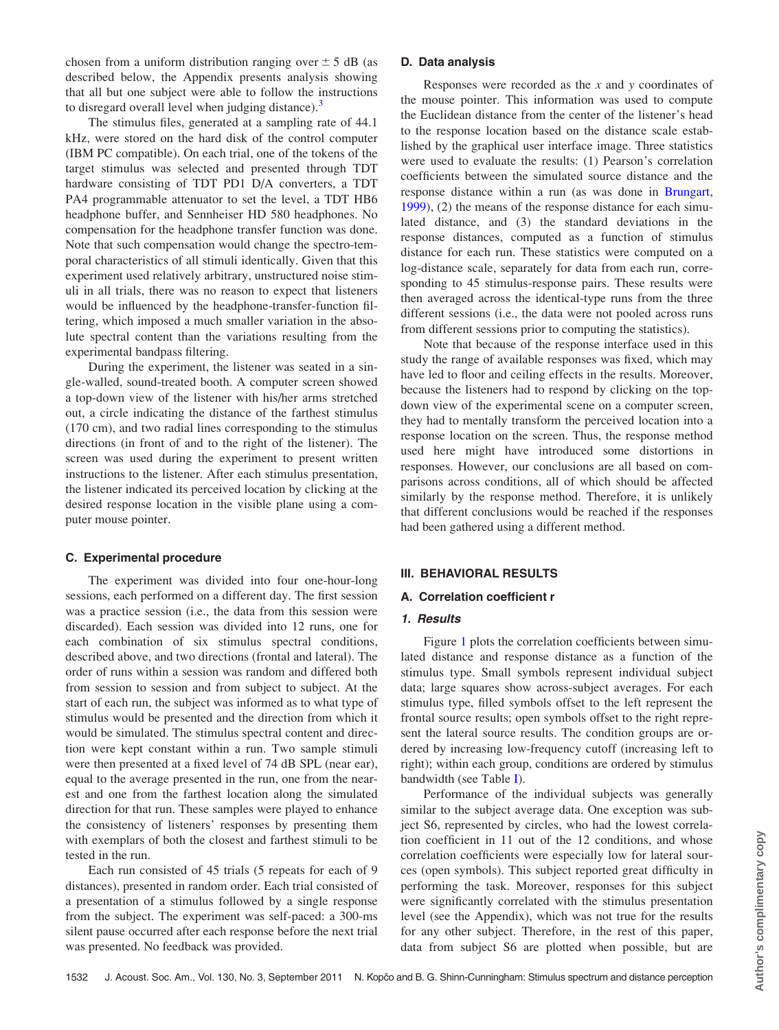chosen from a uniform distribution ranging over ± 5 dB (as described below, the Appendix presents analysis showing that all but one subject were able to follow the instructions to disregard overall level when judging distance).[3]

The stimulus files, generated at a sampling rate of 44.1 kHz, were stored on the hard disk of the control computer (IBM PC compatible). On each trial, one of the tokens of the target stimulus was selected and presented through TDT hardware consisting of TDT PD1 D/A converters, a TDT PA4 programmable attenuator to set the level, a TDT HB6 headphone buffer, and Sennheiser HD 580 headphones. No compensation for the headphone transfer function was done. Note that such compensation would change the spectro-temporal characteristics of all stimuli identically. Given that this experiment used relatively arbitrary, unstructured noise stimuli in all trials, there was no reason to expect that listeners would be influenced by the headphone-transfer-function filtering, which imposed a much smaller variation in the absolute spectral content than the variations resulting from the experimental bandpass filtering.

During the experiment, the listener was seated in a single-walled, sound-treated booth. A computer screen showed a top-down view of the listener with his/her arms stretched out, a circle indicating the distance of the farthest stimulus (170 cm), and two radial lines corresponding to the stimulus directions (in front of and to the right of the listener). The screen was used during the experiment to present written instructions to the listener. After each stimulus presentation, the listener indicated its perceived location by clicking at the desired response location in the visible plane using a computer mouse pointer.

### C. Experimental procedure

The experiment was divided into four one-hour-long sessions, each performed on a different day. The first session was a practice session (i.e., the data from this session were discarded). Each session was divided into 12 runs, one for each combination of six stimulus spectral conditions, described above, and two directions (frontal and lateral). The order of runs within a session was random and differed both from session to session and from subject to subject. At the start of each run, the subject was informed as to what type of stimulus would be presented and the direction from which it would be simulated. The stimulus spectral content and direction were kept constant within a run. Two sample stimuli were then presented at a fixed level of 74 dB SPL (near ear), equal to the average presented in the run, one from the nearest and one from the farthest location along the simulated direction for that run. These samples were played to enhance the consistency of listeners' responses by presenting them with exemplars of both the closest and farthest stimuli to be tested in the run.

Each run consisted of 45 trials (5 repeats for each of 9 distances), presented in random order. Each trial consisted of a presentation of a stimulus followed by a single response from the subject. The experiment was self-paced: a 300-ms silent pause occurred after each response before the next trial was presented. No feedback was provided.

### D. Data analysis

Responses were recorded as the *x* and *y* coordinates of the mouse pointer. This information was used to compute the Euclidean distance from the center of the listener's head to the response location based on the distance scale established by the graphical user interface image. Three statistics were used to evaluate the results: (1) Pearson's correlation coefficients between the simulated source distance and the response distance within a run (as was done in Brungart, 1999), (2) the means of the response distance for each simulated distance, and (3) the standard deviations in the response distances, computed as a function of stimulus distance for each run. These statistics were computed on a log-distance scale, separately for data from each run, corresponding to 45 stimulus-response pairs. These results were then averaged across the identical-type runs from the three different sessions (i.e., the data were not pooled across runs from different sessions prior to computing the statistics).

Note that because of the response interface used in this study the range of available responses was fixed, which may have led to floor and ceiling effects in the results. Moreover, because the listeners had to respond by clicking on the top-down view of the experimental scene on a computer screen, they had to mentally transform the perceived location into a response location on the screen. Thus, the response method used here might have introduced some distortions in responses. However, our conclusions are all based on comparisons across conditions, all of which should be affected similarly by the response method. Therefore, it is unlikely that different conclusions would be reached if the responses had been gathered using a different method.

## III. BEHAVIORAL RESULTS

### A. Correlation coefficient r

#### 1. Results

Figure 1 plots the correlation coefficients between simulated distance and response distance as a function of the stimulus type. Small symbols represent individual subject data; large squares show across-subject averages. For each stimulus type, filled symbols offset to the left represent the frontal source results; open symbols offset to the right represent the lateral source results. The condition groups are ordered by increasing low-frequency cutoff (increasing left to right); within each group, conditions are ordered by stimulus bandwidth (see Table I).

Performance of the individual subjects was generally similar to the subject average data. One exception was subject S6, represented by circles, who had the lowest correlation coefficient in 11 out of the 12 conditions, and whose correlation coefficients were especially low for lateral sources (open symbols). This subject reported great difficulty in performing the task. Moreover, responses for this subject were significantly correlated with the stimulus presentation level (see the Appendix), which was not true for the results for any other subject. Therefore, in the rest of this paper, data from subject S6 are plotted when possible, but are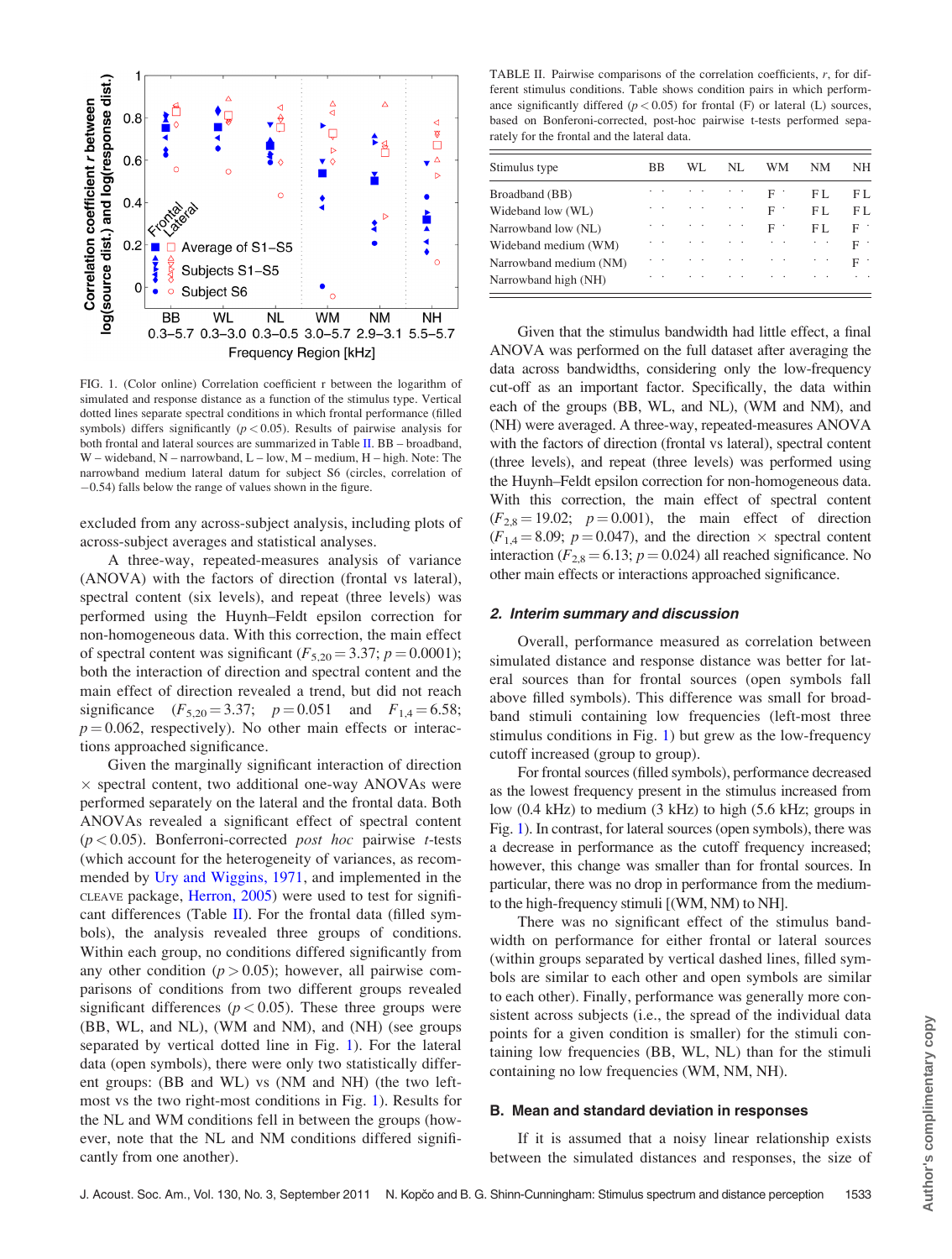FIG. 1. (Color online) Correlation coefficient r between the logarithm of simulated and response distance as a function of the stimulus type. Vertical dotted lines separate spectral conditions in which frontal performance (filled symbols) differs significantly ($p < 0.05$). Results of pairwise analysis for both frontal and lateral sources are summarized in Table II. BB – broadband, W – wideband, N – narrowband, L – low, M – medium, H – high. Note: The narrowband medium lateral datum for subject S6 (circles, correlation of −0.54) falls below the range of values shown in the figure.

excluded from any across-subject analysis, including plots of across-subject averages and statistical analyses.

A three-way, repeated-measures analysis of variance (ANOVA) with the factors of direction (frontal vs lateral), spectral content (six levels), and repeat (three levels) was performed using the Huynh–Feldt epsilon correction for non-homogeneous data. With this correction, the main effect of spectral content was significant ($F_{5,20} = 3.37$; $p = 0.0001$); both the interaction of direction and spectral content and the main effect of direction revealed a trend, but did not reach significance ($F_{5,20} = 3.37$; $p = 0.051$ and $F_{1,4} = 6.58$; $p = 0.062$, respectively). No other main effects or interactions approached significance.

Given the marginally significant interaction of direction × spectral content, two additional one-way ANOVAs were performed separately on the lateral and the frontal data. Both ANOVAs revealed a significant effect of spectral content ($p < 0.05$). Bonferroni-corrected *post hoc* pairwise *t*-tests (which account for the heterogeneity of variances, as recommended by Ury and Wiggins, 1971, and implemented in the CLEAVE package, Herron, 2005) were used to test for significant differences (Table II). For the frontal data (filled symbols), the analysis revealed three groups of conditions. Within each group, no conditions differed significantly from any other condition ($p > 0.05$); however, all pairwise comparisons of conditions from two different groups revealed significant differences ($p < 0.05$). These three groups were (BB, WL, and NL), (WM and NM), and (NH) (see groups separated by vertical dotted line in Fig. 1). For the lateral data (open symbols), there were only two statistically different groups: (BB and WL) vs (NM and NH) (the two left-most vs the two right-most conditions in Fig. 1). Results for the NL and WM conditions fell in between the groups (however, note that the NL and NM conditions differed significantly from one another).

TABLE II. Pairwise comparisons of the correlation coefficients, *r*, for different stimulus conditions. Table shows condition pairs in which performance significantly differed ($p < 0.05$) for frontal (F) or lateral (L) sources, based on Bonferoni-corrected, post-hoc pairwise t-tests performed separately for the frontal and the lateral data.

| Stimulus type | BB | WL | NL | WM | NM | NH |
|---|---|---|---|---|---|---|
| Broadband (BB) | · · | · · | · · | F · | F L | F L |
| Wideband low (WL) | · · | · · | · · | F · | F L | F L |
| Narrowband low (NL) | · · | · · | · · | F · | F L | F · |
| Wideband medium (WM) | · · | · · | · · | · · | · · | F · |
| Narrowband medium (NM) | · · | · · | · · | · · | · · | F · |
| Narrowband high (NH) | · · | · · | · · | · · | · · | · · |

Given that the stimulus bandwidth had little effect, a final ANOVA was performed on the full dataset after averaging the data across bandwidths, considering only the low-frequency cut-off as an important factor. Specifically, the data within each of the groups (BB, WL, and NL), (WM and NM), and (NH) were averaged. A three-way, repeated-measures ANOVA with the factors of direction (frontal vs lateral), spectral content (three levels), and repeat (three levels) was performed using the Huynh–Feldt epsilon correction for non-homogeneous data. With this correction, the main effect of spectral content ($F_{2,8} = 19.02$; $p = 0.001$), the main effect of direction ($F_{1,4} = 8.09$; $p = 0.047$), and the direction × spectral content interaction ($F_{2,8} = 6.13$; $p = 0.024$) all reached significance. No other main effects or interactions approached significance.

### 2. Interim summary and discussion

Overall, performance measured as correlation between simulated distance and response distance was better for lateral sources than for frontal sources (open symbols fall above filled symbols). This difference was small for broadband stimuli containing low frequencies (left-most three stimulus conditions in Fig. 1) but grew as the low-frequency cutoff increased (group to group).

For frontal sources (filled symbols), performance decreased as the lowest frequency present in the stimulus increased from low (0.4 kHz) to medium (3 kHz) to high (5.6 kHz; groups in Fig. 1). In contrast, for lateral sources (open symbols), there was a decrease in performance as the cutoff frequency increased; however, this change was smaller than for frontal sources. In particular, there was no drop in performance from the medium- to the high-frequency stimuli [(WM, NM) to NH].

There was no significant effect of the stimulus bandwidth on performance for either frontal or lateral sources (within groups separated by vertical dashed lines, filled symbols are similar to each other and open symbols are similar to each other). Finally, performance was generally more consistent across subjects (i.e., the spread of the individual data points for a given condition is smaller) for the stimuli containing low frequencies (BB, WL, NL) than for the stimuli containing no low frequencies (WM, NM, NH).

## B. Mean and standard deviation in responses

If it is assumed that a noisy linear relationship exists between the simulated distances and responses, the size of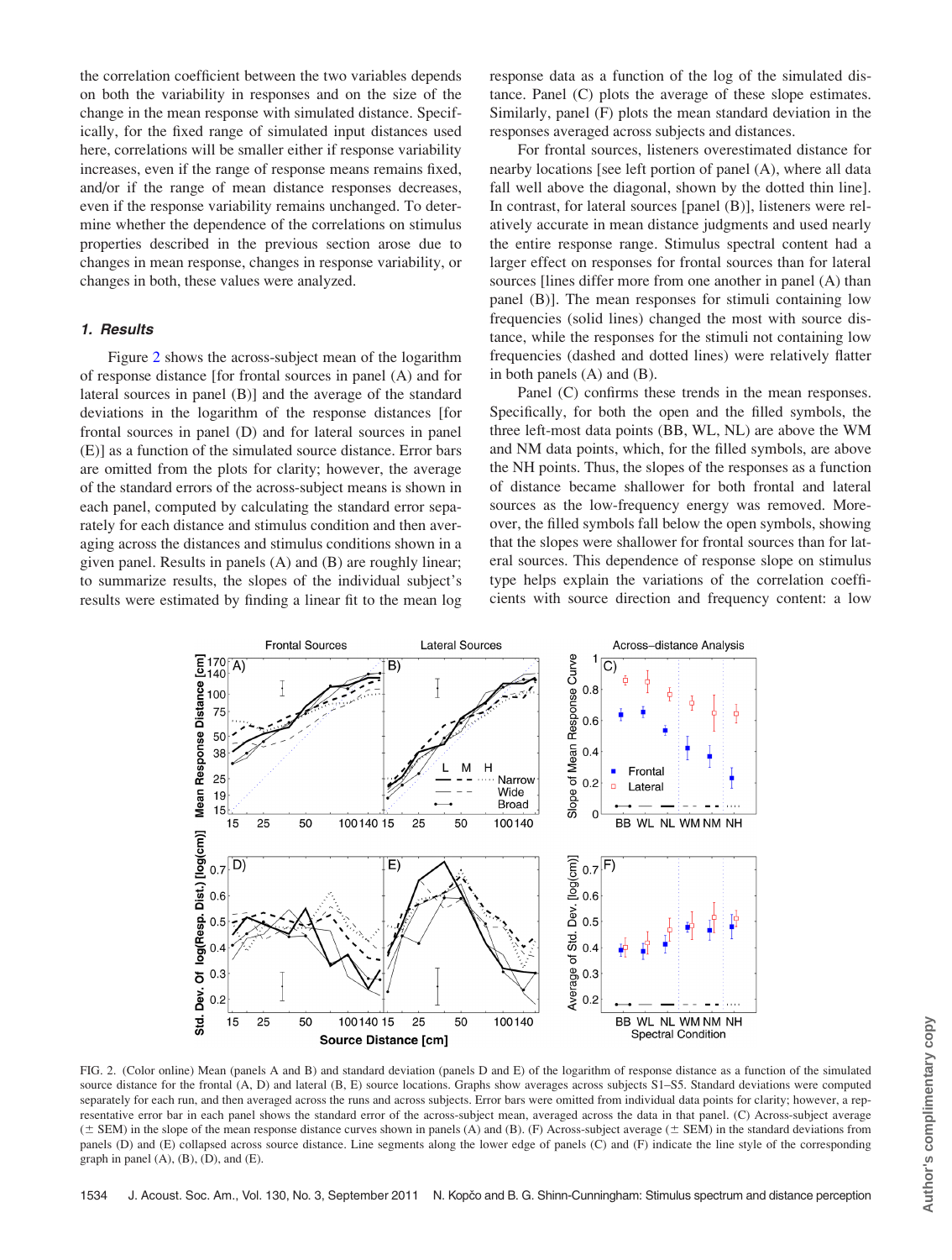the correlation coefficient between the two variables depends on both the variability in responses and on the size of the change in the mean response with simulated distance. Specifically, for the fixed range of simulated input distances used here, correlations will be smaller either if response variability increases, even if the range of response means remains fixed, and/or if the range of mean distance responses decreases, even if the response variability remains unchanged. To determine whether the dependence of the correlations on stimulus properties described in the previous section arose due to changes in mean response, changes in response variability, or changes in both, these values were analyzed.

### 1. Results

Figure 2 shows the across-subject mean of the logarithm of response distance [for frontal sources in panel (A) and for lateral sources in panel (B)] and the average of the standard deviations in the logarithm of the response distances [for frontal sources in panel (D) and for lateral sources in panel (E)] as a function of the simulated source distance. Error bars are omitted from the plots for clarity; however, the average of the standard errors of the across-subject means is shown in each panel, computed by calculating the standard error separately for each distance and stimulus condition and then averaging across the distances and stimulus conditions shown in a given panel. Results in panels (A) and (B) are roughly linear; to summarize results, the slopes of the individual subject's results were estimated by finding a linear fit to the mean log response data as a function of the log of the simulated distance. Panel (C) plots the average of these slope estimates. Similarly, panel (F) plots the mean standard deviation in the responses averaged across subjects and distances.

For frontal sources, listeners overestimated distance for nearby locations [see left portion of panel (A), where all data fall well above the diagonal, shown by the dotted thin line]. In contrast, for lateral sources [panel (B)], listeners were relatively accurate in mean distance judgments and used nearly the entire response range. Stimulus spectral content had a larger effect on responses for frontal sources than for lateral sources [lines differ more from one another in panel (A) than panel (B)]. The mean responses for stimuli containing low frequencies (solid lines) changed the most with source distance, while the responses for the stimuli not containing low frequencies (dashed and dotted lines) were relatively flatter in both panels (A) and (B).

Panel (C) confirms these trends in the mean responses. Specifically, for both the open and the filled symbols, the three left-most data points (BB, WL, NL) are above the WM and NM data points, which, for the filled symbols, are above the NH points. Thus, the slopes of the responses as a function of distance became shallower for both frontal and lateral sources as the low-frequency energy was removed. Moreover, the filled symbols fall below the open symbols, showing that the slopes were shallower for frontal sources than for lateral sources. This dependence of response slope on stimulus type helps explain the variations of the correlation coefficients with source direction and frequency content: a low

Frontal Sources
Lateral Sources
Across–distance Analysis
Mean Response Distance [cm]
Std. Dev. Of log(Resp. Dist.) [log(cm)]
Slope of Mean Response Curve
Average of Std. Dev. [log(cm)]
L M H
Narrow
Wide
Broad
Frontal
Lateral
BB WL NL WM NM NH
Spectral Condition
Source Distance [cm]

FIG. 2. (Color online) Mean (panels A and B) and standard deviation (panels D and E) of the logarithm of response distance as a function of the simulated source distance for the frontal (A, D) and lateral (B, E) source locations. Graphs show averages across subjects S1–S5. Standard deviations were computed separately for each run, and then averaged across the runs and across subjects. Error bars were omitted from individual data points for clarity; however, a representative error bar in each panel shows the standard error of the across-subject mean, averaged across the data in that panel. (C) Across-subject average (± SEM) in the slope of the mean response distance curves shown in panels (A) and (B). (F) Across-subject average (± SEM) in the standard deviations from panels (D) and (E) collapsed across source distance. Line segments along the lower edge of panels (C) and (F) indicate the line style of the corresponding graph in panel (A), (B), (D), and (E).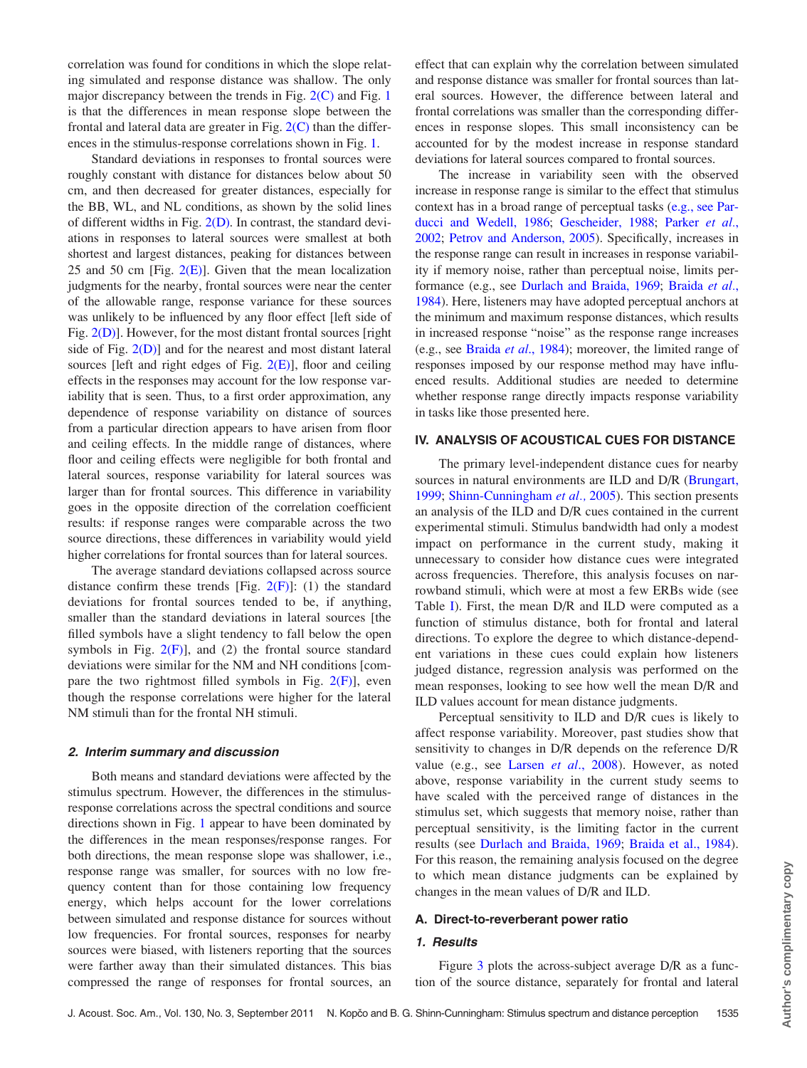correlation was found for conditions in which the slope relating simulated and response distance was shallow. The only major discrepancy between the trends in Fig. 2(C) and Fig. 1 is that the differences in mean response slope between the frontal and lateral data are greater in Fig. 2(C) than the differences in the stimulus-response correlations shown in Fig. 1.

Standard deviations in responses to frontal sources were roughly constant with distance for distances below about 50 cm, and then decreased for greater distances, especially for the BB, WL, and NL conditions, as shown by the solid lines of different widths in Fig. 2(D). In contrast, the standard deviations in responses to lateral sources were smallest at both shortest and largest distances, peaking for distances between 25 and 50 cm [Fig. 2(E)]. Given that the mean localization judgments for the nearby, frontal sources were near the center of the allowable range, response variance for these sources was unlikely to be influenced by any floor effect [left side of Fig. 2(D)]. However, for the most distant frontal sources [right side of Fig. 2(D)] and for the nearest and most distant lateral sources [left and right edges of Fig. 2(E)], floor and ceiling effects in the responses may account for the low response variability that is seen. Thus, to a first order approximation, any dependence of response variability on distance of sources from a particular direction appears to have arisen from floor and ceiling effects. In the middle range of distances, where floor and ceiling effects were negligible for both frontal and lateral sources, response variability for lateral sources was larger than for frontal sources. This difference in variability goes in the opposite direction of the correlation coefficient results: if response ranges were comparable across the two source directions, these differences in variability would yield higher correlations for frontal sources than for lateral sources.

The average standard deviations collapsed across source distance confirm these trends [Fig. 2(F)]: (1) the standard deviations for frontal sources tended to be, if anything, smaller than the standard deviations in lateral sources [the filled symbols have a slight tendency to fall below the open symbols in Fig. 2(F)], and (2) the frontal source standard deviations were similar for the NM and NH conditions [compare the two rightmost filled symbols in Fig. 2(F)], even though the response correlations were higher for the lateral NM stimuli than for the frontal NH stimuli.

#### *2. Interim summary and discussion*

Both means and standard deviations were affected by the stimulus spectrum. However, the differences in the stimulus-response correlations across the spectral conditions and source directions shown in Fig. 1 appear to have been dominated by the differences in the mean responses/response ranges. For both directions, the mean response slope was shallower, i.e., response range was smaller, for sources with no low frequency content than for those containing low frequency energy, which helps account for the lower correlations between simulated and response distance for sources without low frequencies. For frontal sources, responses for nearby sources were biased, with listeners reporting that the sources were farther away than their simulated distances. This bias compressed the range of responses for frontal sources, an effect that can explain why the correlation between simulated and response distance was smaller for frontal sources than lateral sources. However, the difference between lateral and frontal correlations was smaller than the corresponding differences in response slopes. This small inconsistency can be accounted for by the modest increase in response standard deviations for lateral sources compared to frontal sources.

The increase in variability seen with the observed increase in response range is similar to the effect that stimulus context has in a broad range of perceptual tasks (e.g., see Parducci and Wedell, 1986; Gescheider, 1988; Parker *et al.*, 2002; Petrov and Anderson, 2005). Specifically, increases in the response range can result in increases in response variability if memory noise, rather than perceptual noise, limits performance (e.g., see Durlach and Braida, 1969; Braida *et al.*, 1984). Here, listeners may have adopted perceptual anchors at the minimum and maximum response distances, which results in increased response "noise" as the response range increases (e.g., see Braida *et al.*, 1984); moreover, the limited range of responses imposed by our response method may have influenced results. Additional studies are needed to determine whether response range directly impacts response variability in tasks like those presented here.

## IV. ANALYSIS OF ACOUSTICAL CUES FOR DISTANCE

The primary level-independent distance cues for nearby sources in natural environments are ILD and D/R (Brungart, 1999; Shinn-Cunningham *et al.*, 2005). This section presents an analysis of the ILD and D/R cues contained in the current experimental stimuli. Stimulus bandwidth had only a modest impact on performance in the current study, making it unnecessary to consider how distance cues were integrated across frequencies. Therefore, this analysis focuses on narrowband stimuli, which were at most a few ERBs wide (see Table I). First, the mean D/R and ILD were computed as a function of stimulus distance, both for frontal and lateral directions. To explore the degree to which distance-dependent variations in these cues could explain how listeners judged distance, regression analysis was performed on the mean responses, looking to see how well the mean D/R and ILD values account for mean distance judgments.

Perceptual sensitivity to ILD and D/R cues is likely to affect response variability. Moreover, past studies show that sensitivity to changes in D/R depends on the reference D/R value (e.g., see Larsen *et al.*, 2008). However, as noted above, response variability in the current study seems to have scaled with the perceived range of distances in the stimulus set, which suggests that memory noise, rather than perceptual sensitivity, is the limiting factor in the current results (see Durlach and Braida, 1969; Braida et al., 1984). For this reason, the remaining analysis focused on the degree to which mean distance judgments can be explained by changes in the mean values of D/R and ILD.

### A. Direct-to-reverberant power ratio

#### *1. Results*

Figure 3 plots the across-subject average D/R as a function of the source distance, separately for frontal and lateral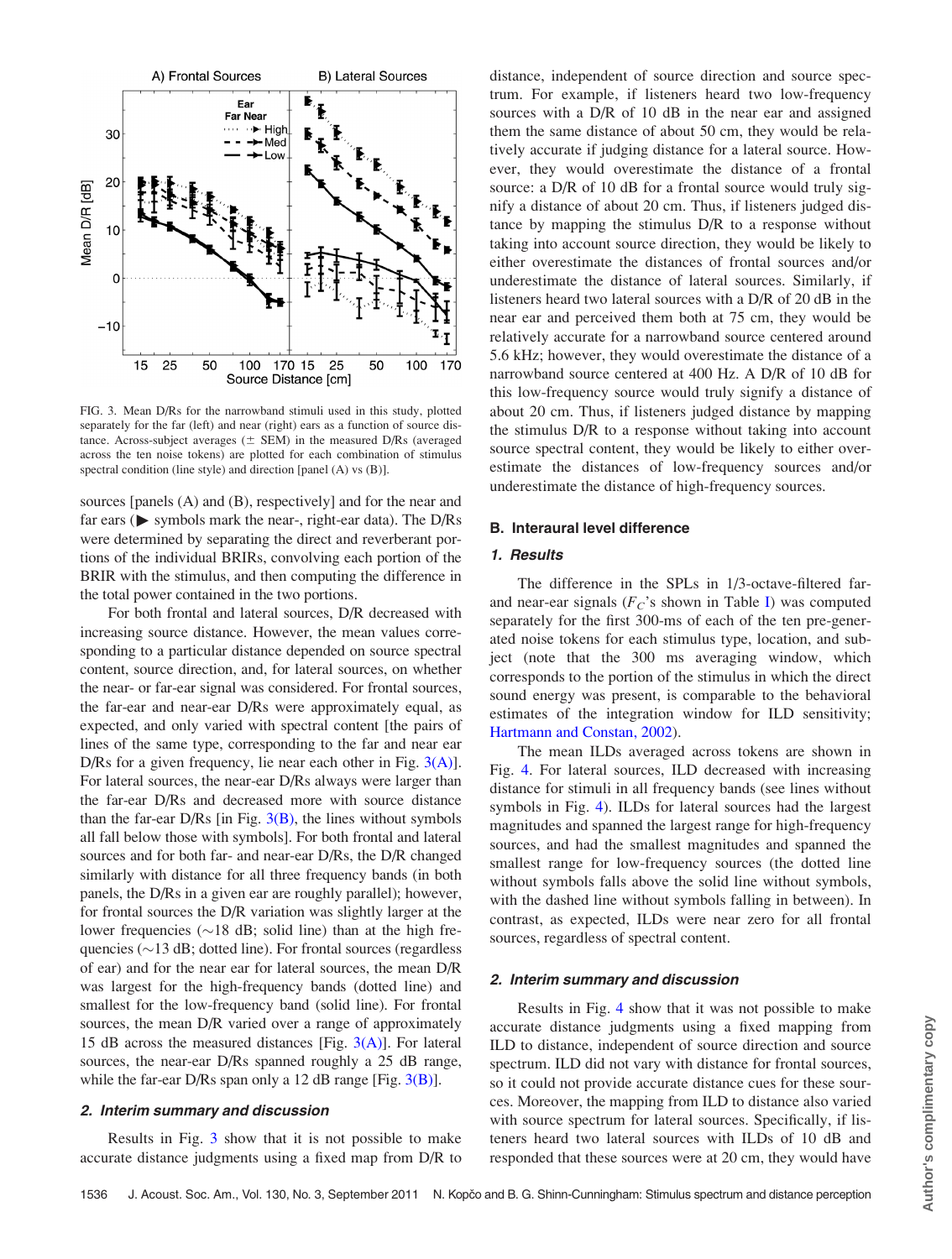A) Frontal Sources B) Lateral Sources

Ear
Far Near
High
Med
Low

Mean D/R [dB]
30
20
10
0
−10

15 25 50 100 170 15 25 50 100 170
Source Distance [cm]

FIG. 3. Mean D/Rs for the narrowband stimuli used in this study, plotted separately for the far (left) and near (right) ears as a function of source distance. Across-subject averages (± SEM) in the measured D/Rs (averaged across the ten noise tokens) are plotted for each combination of stimulus spectral condition (line style) and direction [panel (A) vs (B)].

sources [panels (A) and (B), respectively] and for the near and far ears (▶ symbols mark the near-, right-ear data). The D/Rs were determined by separating the direct and reverberant portions of the individual BRIRs, convolving each portion of the BRIR with the stimulus, and then computing the difference in the total power contained in the two portions.

For both frontal and lateral sources, D/R decreased with increasing source distance. However, the mean values corresponding to a particular distance depended on source spectral content, source direction, and, for lateral sources, on whether the near- or far-ear signal was considered. For frontal sources, the far-ear and near-ear D/Rs were approximately equal, as expected, and only varied with spectral content [the pairs of lines of the same type, corresponding to the far and near ear D/Rs for a given frequency, lie near each other in Fig. 3(A)]. For lateral sources, the near-ear D/Rs always were larger than the far-ear D/Rs and decreased more with source distance than the far-ear D/Rs [in Fig. 3(B), the lines without symbols all fall below those with symbols]. For both frontal and lateral sources and for both far- and near-ear D/Rs, the D/R changed similarly with distance for all three frequency bands (in both panels, the D/Rs in a given ear are roughly parallel); however, for frontal sources the D/R variation was slightly larger at the lower frequencies (∼18 dB; solid line) than at the high frequencies (∼13 dB; dotted line). For frontal sources (regardless of ear) and for the near ear for lateral sources, the mean D/R was largest for the high-frequency bands (dotted line) and smallest for the low-frequency band (solid line). For frontal sources, the mean D/R varied over a range of approximately 15 dB across the measured distances [Fig. 3(A)]. For lateral sources, the near-ear D/Rs spanned roughly a 25 dB range, while the far-ear D/Rs span only a 12 dB range [Fig. 3(B)].

#### 2. Interim summary and discussion

Results in Fig. 3 show that it is not possible to make accurate distance judgments using a fixed map from D/R to distance, independent of source direction and source spectrum. For example, if listeners heard two low-frequency sources with a D/R of 10 dB in the near ear and assigned them the same distance of about 50 cm, they would be relatively accurate if judging distance for a lateral source. However, they would overestimate the distance of a frontal source: a D/R of 10 dB for a frontal source would truly signify a distance of about 20 cm. Thus, if listeners judged distance by mapping the stimulus D/R to a response without taking into account source direction, they would be likely to either overestimate the distances of frontal sources and/or underestimate the distance of lateral sources. Similarly, if listeners heard two lateral sources with a D/R of 20 dB in the near ear and perceived them both at 75 cm, they would be relatively accurate for a narrowband source centered around 5.6 kHz; however, they would overestimate the distance of a narrowband source centered at 400 Hz. A D/R of 10 dB for this low-frequency source would truly signify a distance of about 20 cm. Thus, if listeners judged distance by mapping the stimulus D/R to a response without taking into account source spectral content, they would be likely to either overestimate the distances of low-frequency sources and/or underestimate the distance of high-frequency sources.

### B. Interaural level difference

#### 1. Results

The difference in the SPLs in 1/3-octave-filtered far- and near-ear signals ($F_C$'s shown in Table I) was computed separately for the first 300-ms of each of the ten pre-generated noise tokens for each stimulus type, location, and subject (note that the 300 ms averaging window, which corresponds to the portion of the stimulus in which the direct sound energy was present, is comparable to the behavioral estimates of the integration window for ILD sensitivity; Hartmann and Constan, 2002).

The mean ILDs averaged across tokens are shown in Fig. 4. For lateral sources, ILD decreased with increasing distance for stimuli in all frequency bands (see lines without symbols in Fig. 4). ILDs for lateral sources had the largest magnitudes and spanned the largest range for high-frequency sources, and had the smallest magnitudes and spanned the smallest range for low-frequency sources (the dotted line without symbols falls above the solid line without symbols, with the dashed line without symbols falling in between). In contrast, as expected, ILDs were near zero for all frontal sources, regardless of spectral content.

#### 2. Interim summary and discussion

Results in Fig. 4 show that it was not possible to make accurate distance judgments using a fixed mapping from ILD to distance, independent of source direction and source spectrum. ILD did not vary with distance for frontal sources, so it could not provide accurate distance cues for these sources. Moreover, the mapping from ILD to distance also varied with source spectrum for lateral sources. Specifically, if listeners heard two lateral sources with ILDs of 10 dB and responded that these sources were at 20 cm, they would have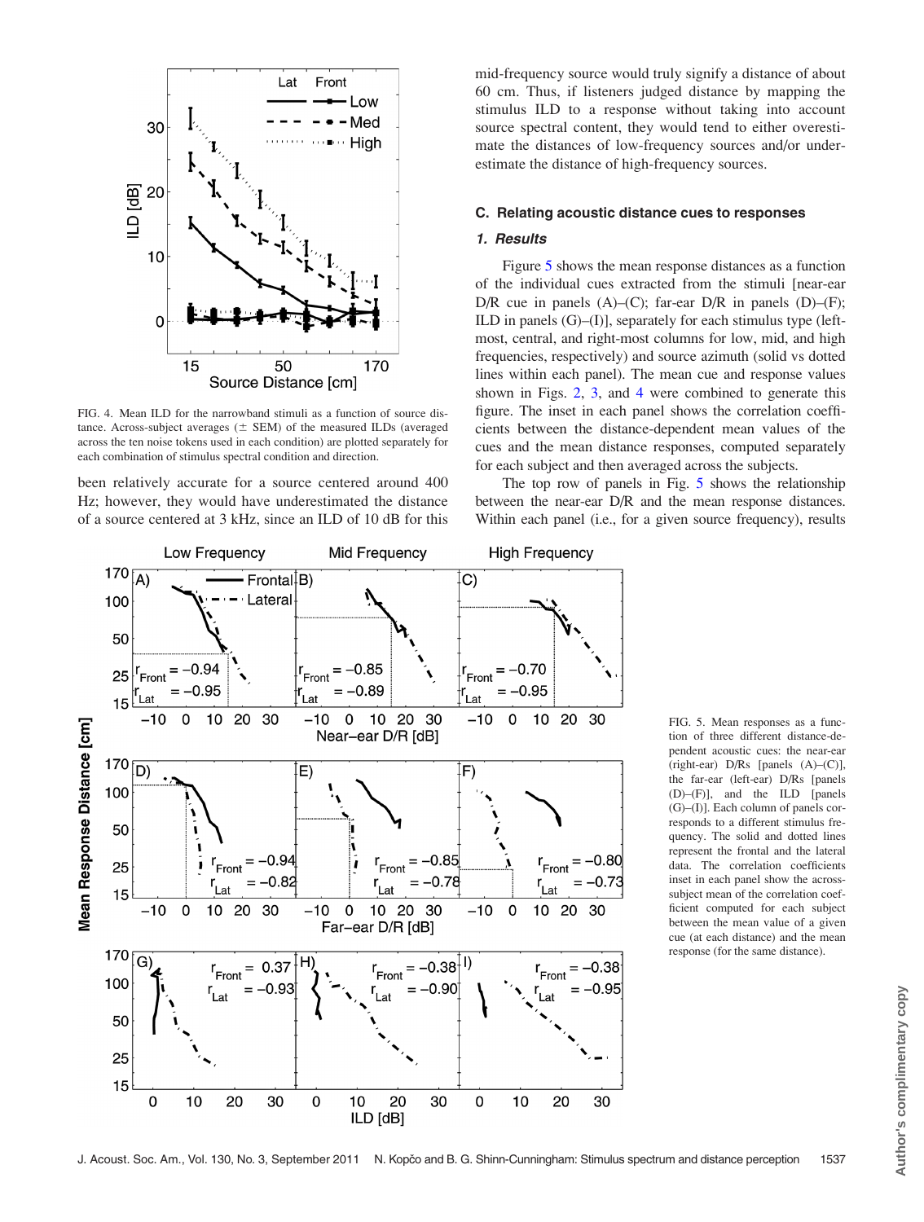FIG. 4. Mean ILD for the narrowband stimuli as a function of source distance. Across-subject averages (± SEM) of the measured ILDs (averaged across the ten noise tokens used in each condition) are plotted separately for each combination of stimulus spectral condition and direction.

been relatively accurate for a source centered around 400 Hz; however, they would have underestimated the distance of a source centered at 3 kHz, since an ILD of 10 dB for this mid-frequency source would truly signify a distance of about 60 cm. Thus, if listeners judged distance by mapping the stimulus ILD to a response without taking into account source spectral content, they would tend to either overestimate the distances of low-frequency sources and/or underestimate the distance of high-frequency sources.

### C. Relating acoustic distance cues to responses

#### *1. Results*

Figure 5 shows the mean response distances as a function of the individual cues extracted from the stimuli [near-ear D/R cue in panels (A)–(C); far-ear D/R in panels (D)–(F); ILD in panels (G)–(I)], separately for each stimulus type (left-most, central, and right-most columns for low, mid, and high frequencies, respectively) and source azimuth (solid vs dotted lines within each panel). The mean cue and response values shown in Figs. 2, 3, and 4 were combined to generate this figure. The inset in each panel shows the correlation coefficients between the distance-dependent mean values of the cues and the mean distance responses, computed separately for each subject and then averaged across the subjects.

The top row of panels in Fig. 5 shows the relationship between the near-ear D/R and the mean response distances. Within each panel (i.e., for a given source frequency), results

FIG. 5. Mean responses as a function of three different distance-dependent acoustic cues: the near-ear (right-ear) D/Rs [panels (A)–(C)], the far-ear (left-ear) D/Rs [panels (D)–(F)], and the ILD [panels (G)–(I)]. Each column of panels corresponds to a different frequency. The solid and dotted lines represent the frontal and the lateral data. The correlation coefficients inset in each panel show the across-subject mean of the correlation coefficient computed for each subject between the mean value of a given cue (at each distance) and the mean response (for the same distance).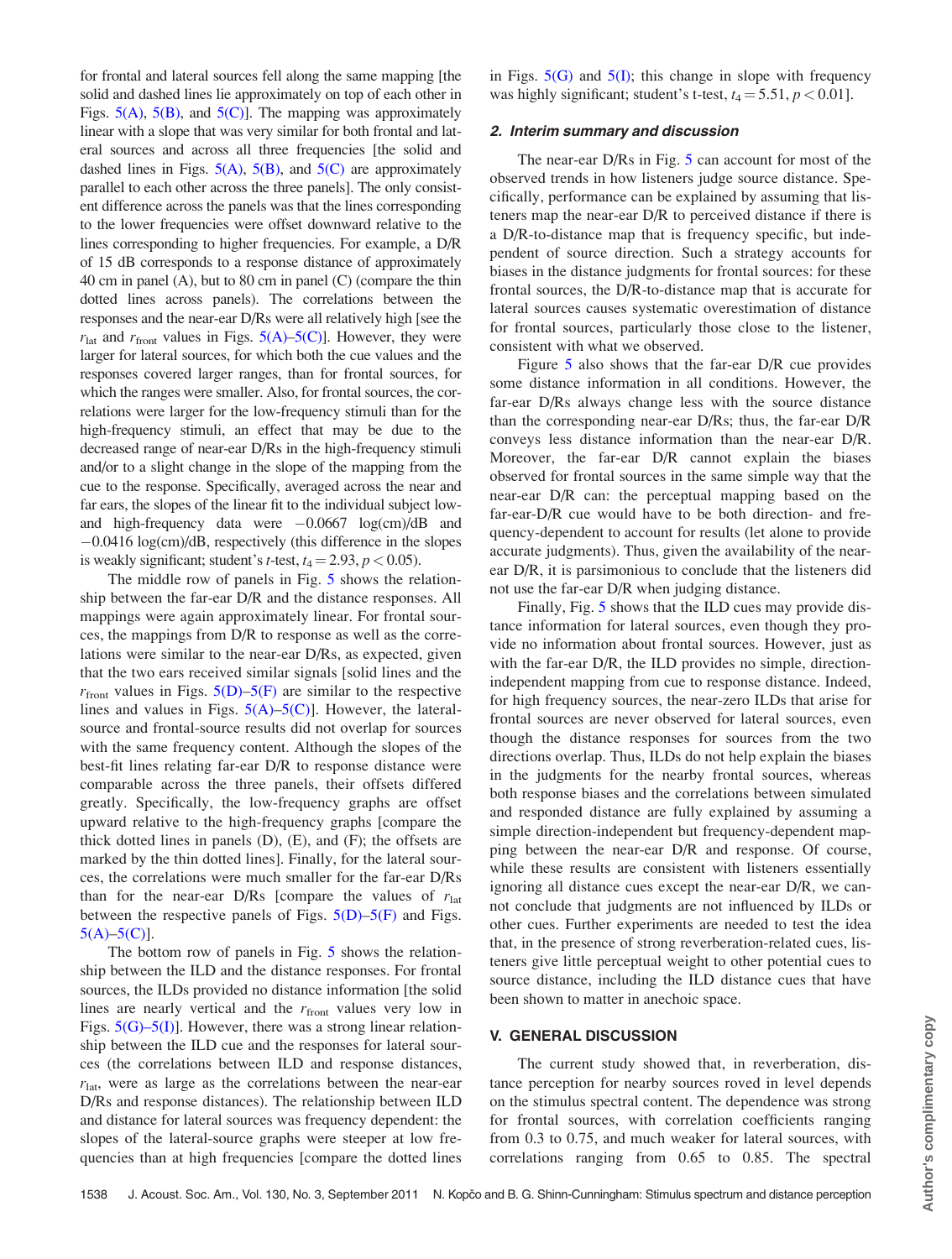for frontal and lateral sources fell along the same mapping [the solid and dashed lines lie approximately on top of each other in Figs. 5(A), 5(B), and 5(C)]. The mapping was approximately linear with a slope that was very similar for both frontal and lateral sources and across all three frequencies [the solid and dashed lines in Figs. 5(A), 5(B), and 5(C) are approximately parallel to each other across the three panels]. The only consistent difference across the panels was that the lines corresponding to the lower frequencies were offset downward relative to the lines corresponding to higher frequencies. For example, a D/R of 15 dB corresponds to a response distance of approximately 40 cm in panel (A), but to 80 cm in panel (C) (compare the thin dotted lines across panels). The correlations between the responses and the near-ear D/Rs were all relatively high [see the $r_{\text{lat}}$ and $r_{\text{front}}$ values in Figs. 5(A)–5(C)]. However, they were larger for lateral sources, for which both the cue values and the responses covered larger ranges, than for frontal sources, for which the ranges were smaller. Also, for frontal sources, the correlations were larger for the low-frequency stimuli than for the high-frequency stimuli, an effect that may be due to the decreased range of near-ear D/Rs in the high-frequency stimuli and/or to a slight change in the slope of the mapping from the cue to the response. Specifically, averaged across the near and far ears, the slopes of the linear fit to the individual subject low- and high-frequency data were $-0.0667$ log(cm)/dB and $-0.0416$ log(cm)/dB, respectively (this difference in the slopes is weakly significant; student's *t*-test, $t_4 = 2.93$, $p < 0.05$).

The middle row of panels in Fig. 5 shows the relationship between the far-ear D/R and the distance responses. All mappings were again approximately linear. For frontal sources, the mappings from D/R to response as well as the correlations were similar to the near-ear D/Rs, as expected, given that the two ears received similar signals [solid lines and the $r_{\text{front}}$ values in Figs. 5(D)–5(F) are similar to the respective lines and values in Figs. 5(A)–5(C)]. However, the lateral-source and frontal-source results did not overlap for sources with the same frequency content. Although the slopes of the best-fit lines relating far-ear D/R to response distance were comparable across the three panels, their offsets differed greatly. Specifically, the low-frequency graphs are offset upward relative to the high-frequency graphs [compare the thick dotted lines in panels (D), (E), and (F); the offsets are marked by the thin dotted lines]. Finally, for the lateral sources, the correlations were much smaller for the far-ear D/Rs than for the near-ear D/Rs [compare the values of $r_{\text{lat}}$ between the respective panels of Figs. 5(D)–5(F) and Figs. 5(A)–5(C)].

The bottom row of panels in Fig. 5 shows the relationship between the ILD and the distance responses. For frontal sources, the ILDs provided no distance information [the solid lines are nearly vertical and the $r_{\text{front}}$ values very low in Figs. 5(G)–5(I)]. However, there was a strong linear relationship between the ILD cue and the responses for lateral sources (the correlations between ILD and response distances, $r_{\text{lat}}$, were as large as the correlations between the near-ear D/Rs and response distances). The relationship between ILD and distance for lateral sources was frequency dependent: the slopes of the lateral-source graphs were steeper at low frequencies than at high frequencies [compare the dotted lines in Figs. 5(G) and 5(I); this change in slope with frequency was highly significant; student's t-test, $t_4 = 5.51$, $p < 0.01$].

### *2. Interim summary and discussion*

The near-ear D/Rs in Fig. 5 can account for most of the observed trends in how listeners judge source distance. Specifically, performance can be explained by assuming that listeners map the near-ear D/R to perceived distance if there is a D/R-to-distance map that is frequency specific, but independent of source direction. Such a strategy accounts for biases in the distance judgments for frontal sources: for these frontal sources, the D/R-to-distance map that is accurate for lateral sources causes systematic overestimation of distance for frontal sources, particularly those close to the listener, consistent with what we observed.

Figure 5 also shows that the far-ear D/R cue provides some distance information in all conditions. However, the far-ear D/Rs always change less with the source distance than the corresponding near-ear D/Rs; thus, the far-ear D/R conveys less distance information than the near-ear D/R. Moreover, the far-ear D/R cannot explain the biases observed for frontal sources in the same simple way that the near-ear D/R can: the perceptual mapping based on the far-ear-D/R cue would have to be both direction- and frequency-dependent to account for results (let alone to provide accurate judgments). Thus, given the availability of the near-ear D/R, it is parsimonious to conclude that the listeners did not use the far-ear D/R when judging distance.

Finally, Fig. 5 shows that the ILD cues may provide distance information for lateral sources, even though they provide no information about frontal sources. However, just as with the far-ear D/R, the ILD provides no simple, direction-independent mapping from cue to response distance. Indeed, for high frequency sources, the near-zero ILDs that arise for frontal sources are never observed for lateral sources, even though the distance responses for sources from the two directions overlap. Thus, ILDs do not help explain the biases in the judgments for the nearby frontal sources, whereas both response biases and the correlations between simulated and responded distance are fully explained by assuming a simple direction-independent but frequency-dependent mapping between the near-ear D/R and response. Of course, while these results are consistent with listeners essentially ignoring all distance cues except the near-ear D/R, we cannot conclude that judgments are not influenced by ILDs or other cues. Further experiments are needed to test the idea that, in the presence of strong reverberation-related cues, listeners give little perceptual weight to other potential cues to source distance, including the ILD distance cues that have been shown to matter in anechoic space.

## V. GENERAL DISCUSSION

The current study showed that, in reverberation, distance perception for nearby sources roved in level depends on the stimulus spectral content. The dependence was strong for frontal sources, with correlation coefficients ranging from 0.3 to 0.75, and much weaker for lateral sources, with correlations ranging from 0.65 to 0.85. The spectral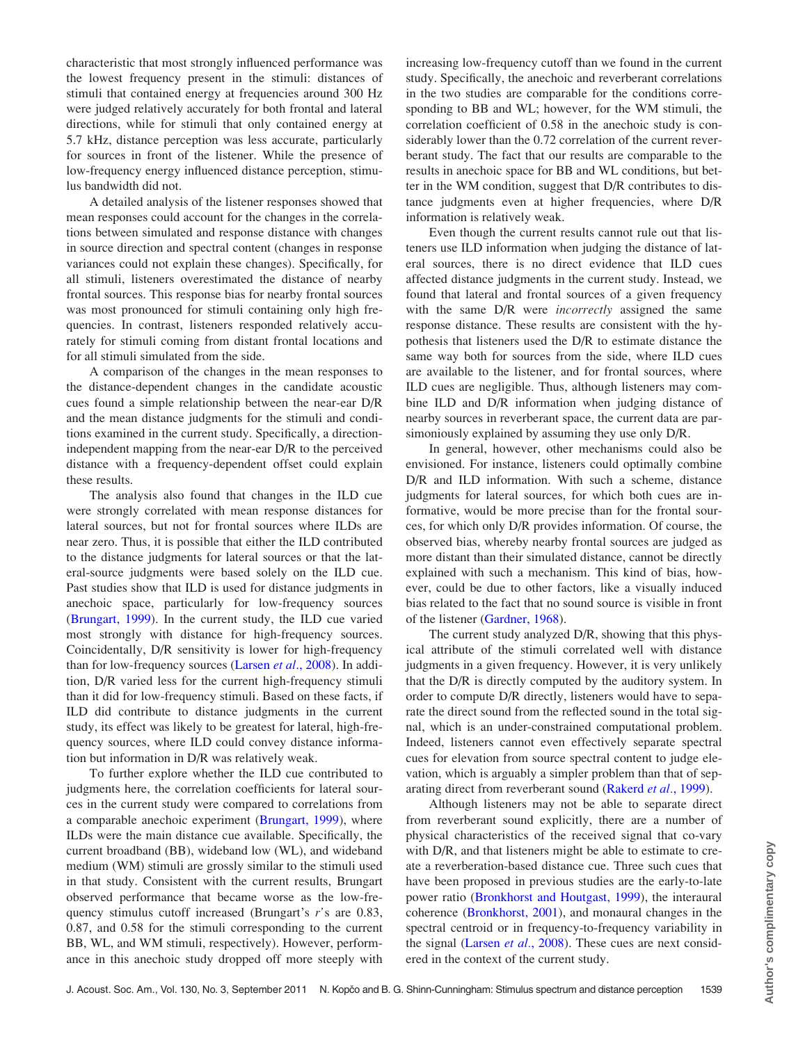characteristic that most strongly influenced performance was the lowest frequency present in the stimuli: distances of stimuli that contained energy at frequencies around 300 Hz were judged relatively accurately for both frontal and lateral directions, while for stimuli that only contained energy at 5.7 kHz, distance perception was less accurate, particularly for sources in front of the listener. While the presence of low-frequency energy influenced distance perception, stimulus bandwidth did not.

A detailed analysis of the listener responses showed that mean responses could account for the changes in the correlations between simulated and response distance with changes in source direction and spectral content (changes in response variances could not explain these changes). Specifically, for all stimuli, listeners overestimated the distance of nearby frontal sources. This response bias for nearby frontal sources was most pronounced for stimuli containing only high frequencies. In contrast, listeners responded relatively accurately for stimuli coming from distant frontal locations and for all stimuli simulated from the side.

A comparison of the changes in the mean responses to the distance-dependent changes in the candidate acoustic cues found a simple relationship between the near-ear D/R and the mean distance judgments for the stimuli and conditions examined in the current study. Specifically, a direction-independent mapping from the near-ear D/R to the perceived distance with a frequency-dependent offset could explain these results.

The analysis also found that changes in the ILD cue were strongly correlated with mean response distances for lateral sources, but not for frontal sources where ILDs are near zero. Thus, it is possible that either the ILD contributed to the distance judgments for lateral sources or that the lateral-source judgments were based solely on the ILD cue. Past studies show that ILD is used for distance judgments in anechoic space, particularly for low-frequency sources (Brungart, 1999). In the current study, the ILD cue varied most strongly with distance for high-frequency sources. Coincidentally, D/R sensitivity is lower for high-frequency than for low-frequency sources (Larsen *et al.*, 2008). In addition, D/R varied less for the current high-frequency stimuli than it did for low-frequency stimuli. Based on these facts, if ILD did contribute to distance judgments in the current study, its effect was likely to be greatest for lateral, high-frequency sources, where ILD could convey distance information but information in D/R was relatively weak.

To further explore whether the ILD cue contributed to judgments here, the correlation coefficients for lateral sources in the current study were compared to correlations from a comparable anechoic experiment (Brungart, 1999), where ILDs were the main distance cue available. Specifically, the current broadband (BB), wideband low (WL), and wideband medium (WM) stimuli are grossly similar to the stimuli used in that study. Consistent with the current results, Brungart observed performance that became worse as the low-frequency stimulus cutoff increased (Brungart's $r$'s are 0.83, 0.87, and 0.58 for the stimuli corresponding to the current BB, WL, and WM stimuli, respectively). However, performance in this anechoic study dropped off more steeply with increasing low-frequency cutoff than we found in the current study. Specifically, the anechoic and reverberant correlations in the two studies are comparable for the conditions corresponding to BB and WL; however, for the WM stimuli, the correlation coefficient of 0.58 in the anechoic study is considerably lower than the 0.72 correlation of the current reverberant study. The fact that our results are comparable to the results in anechoic space for BB and WL conditions, but better in the WM condition, suggest that D/R contributes to distance judgments even at higher frequencies, where D/R information is relatively weak.

Even though the current results cannot rule out that listeners use ILD information when judging the distance of lateral sources, there is no direct evidence that ILD cues affected distance judgments in the current study. Instead, we found that lateral and frontal sources of a given frequency with the same D/R were *incorrectly* assigned the same response distance. These results are consistent with the hypothesis that listeners used the D/R to estimate distance the same way both for sources from the side, where ILD cues are available to the listener, and for frontal sources, where ILD cues are negligible. Thus, although listeners may combine ILD and D/R information when judging distance of nearby sources in reverberant space, the current data are parsimoniously explained by assuming they use only D/R.

In general, however, other mechanisms could also be envisioned. For instance, listeners could optimally combine D/R and ILD information. With such a scheme, distance judgments for lateral sources, for which both cues are informative, would be more precise than for the frontal sources, for which only D/R provides information. Of course, the observed bias, whereby nearby frontal sources are judged as more distant than their simulated distance, cannot be directly explained with such a mechanism. This kind of bias, however, could be due to other factors, like a visually induced bias related to the fact that no sound source is visible in front of the listener (Gardner, 1968).

The current study analyzed D/R, showing that this physical attribute of the stimuli correlated well with distance judgments in a given frequency. However, it is very unlikely that the D/R is directly computed by the auditory system. In order to compute D/R directly, listeners would have to separate the direct sound from the reflected sound in the total signal, which is an under-constrained computational problem. Indeed, listeners cannot even effectively separate spectral cues for elevation from source spectral content to judge elevation, which is arguably a simpler problem than that of separating direct from reverberant sound (Rakerd *et al.*, 1999).

Although listeners may not be able to separate direct from reverberant sound explicitly, there are a number of physical characteristics of the received signal that co-vary with D/R, and that listeners might be able to estimate to create a reverberation-based distance cue. Three such cues that have been proposed in previous studies are the early-to-late power ratio (Bronkhorst and Houtgast, 1999), the interaural coherence (Bronkhorst, 2001), and monaural changes in the spectral centroid or in frequency-to-frequency variability in the signal (Larsen *et al.*, 2008). These cues are next considered in the context of the current study.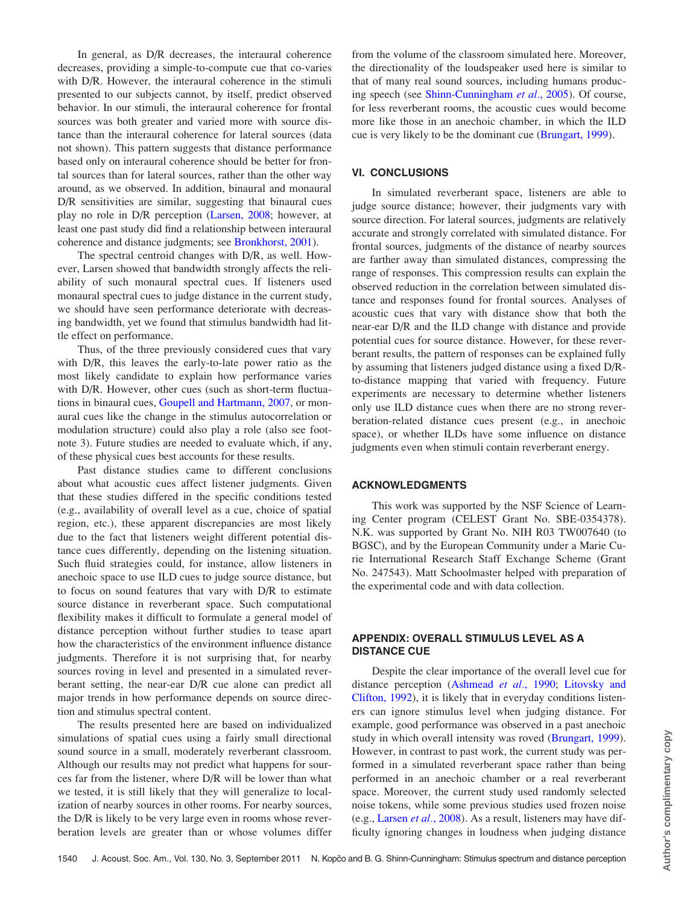In general, as D/R decreases, the interaural coherence decreases, providing a simple-to-compute cue that co-varies with D/R. However, the interaural coherence in the stimuli presented to our subjects cannot, by itself, predict observed behavior. In our stimuli, the interaural coherence for frontal sources was both greater and varied more with source distance than the interaural coherence for lateral sources (data not shown). This pattern suggests that distance performance based only on interaural coherence should be better for frontal sources than for lateral sources, rather than the other way around, as we observed. In addition, binaural and monaural D/R sensitivities are similar, suggesting that binaural cues play no role in D/R perception (Larsen, 2008; however, at least one past study did find a relationship between interaural coherence and distance judgments; see Bronkhorst, 2001).

The spectral centroid changes with D/R, as well. However, Larsen showed that bandwidth strongly affects the reliability of such monaural spectral cues. If listeners used monaural spectral cues to judge distance in the current study, we should have seen performance deteriorate with decreasing bandwidth, yet we found that stimulus bandwidth had little effect on performance.

Thus, of the three previously considered cues that vary with D/R, this leaves the early-to-late power ratio as the most likely candidate to explain how performance varies with D/R. However, other cues (such as short-term fluctuations in binaural cues, Goupell and Hartmann, 2007, or monaural cues like the change in the stimulus autocorrelation or modulation structure) could also play a role (also see footnote 3). Future studies are needed to evaluate which, if any, of these physical cues best accounts for these results.

Past distance studies came to different conclusions about what acoustic cues affect listener judgments. Given that these studies differed in the specific conditions tested (e.g., availability of overall level as a cue, choice of spatial region, etc.), these apparent discrepancies are most likely due to the fact that listeners weight different potential distance cues differently, depending on the listening situation. Such fluid strategies could, for instance, allow listeners in anechoic space to use ILD cues to judge source distance, but to focus on sound features that vary with D/R to estimate source distance in reverberant space. Such computational flexibility makes it difficult to formulate a general model of distance perception without further studies to tease apart how the characteristics of the environment influence distance judgments. Therefore it is not surprising that, for nearby sources roving in level and presented in a simulated reverberant setting, the near-ear D/R cue alone can predict all major trends in how performance depends on source direction and stimulus spectral content.

The results presented here are based on individualized simulations of spatial cues using a fairly small directional sound source in a small, moderately reverberant classroom. Although our results may not predict what happens for sources far from the listener, where D/R will be lower than what we tested, it is still likely that they will generalize to localization of nearby sources in other rooms. For nearby sources, the D/R is likely to be very large even in rooms whose reverberation levels are greater than or whose volumes differ from the volume of the classroom simulated here. Moreover, the directionality of the loudspeaker used here is similar to that of many real sound sources, including humans producing speech (see Shinn-Cunningham *et al.*, 2005). Of course, for less reverberant rooms, the acoustic cues would become more like those in an anechoic chamber, in which the ILD cue is very likely to be the dominant cue (Brungart, 1999).

## VI. CONCLUSIONS

In simulated reverberant space, listeners are able to judge source distance; however, their judgments vary with source direction. For lateral sources, judgments are relatively accurate and strongly correlated with simulated distance. For frontal sources, judgments of the distance of nearby sources are farther away than simulated distances, compressing the range of responses. This compression results can explain the observed reduction in the correlation between simulated distance and responses found for frontal sources. Analyses of acoustic cues that vary with distance show that both the near-ear D/R and the ILD change with distance and provide potential cues for source distance. However, for these reverberant results, the pattern of responses can be explained fully by assuming that listeners judged distance using a fixed D/R-to-distance mapping that varied with frequency. Future experiments are necessary to determine whether listeners only use ILD distance cues when there are no strong reverberation-related distance cues present (e.g., in anechoic space), or whether ILDs have some influence on distance judgments even when stimuli contain reverberant energy.

## ACKNOWLEDGMENTS

This work was supported by the NSF Science of Learning Center program (CELEST Grant No. SBE-0354378). N.K. was supported by Grant No. NIH R03 TW007640 (to BGSC), and by the European Community under a Marie Curie International Research Staff Exchange Scheme (Grant No. 247543). Matt Schoolmaster helped with preparation of the experimental code and with data collection.

## APPENDIX: OVERALL STIMULUS LEVEL AS A DISTANCE CUE

Despite the clear importance of the overall level cue for distance perception (Ashmead *et al.*, 1990; Litovsky and Clifton, 1992), it is likely that in everyday conditions listeners can ignore stimulus level when judging distance. For example, good performance was observed in a past anechoic study in which overall intensity was roved (Brungart, 1999). However, in contrast to past work, the current study was performed in a simulated reverberant space rather than being performed in an anechoic chamber or a real reverberant space. Moreover, the current study used randomly selected noise tokens, while some previous studies used frozen noise (e.g., Larsen *et al.*, 2008). As a result, listeners may have difficulty ignoring changes in loudness when judging distance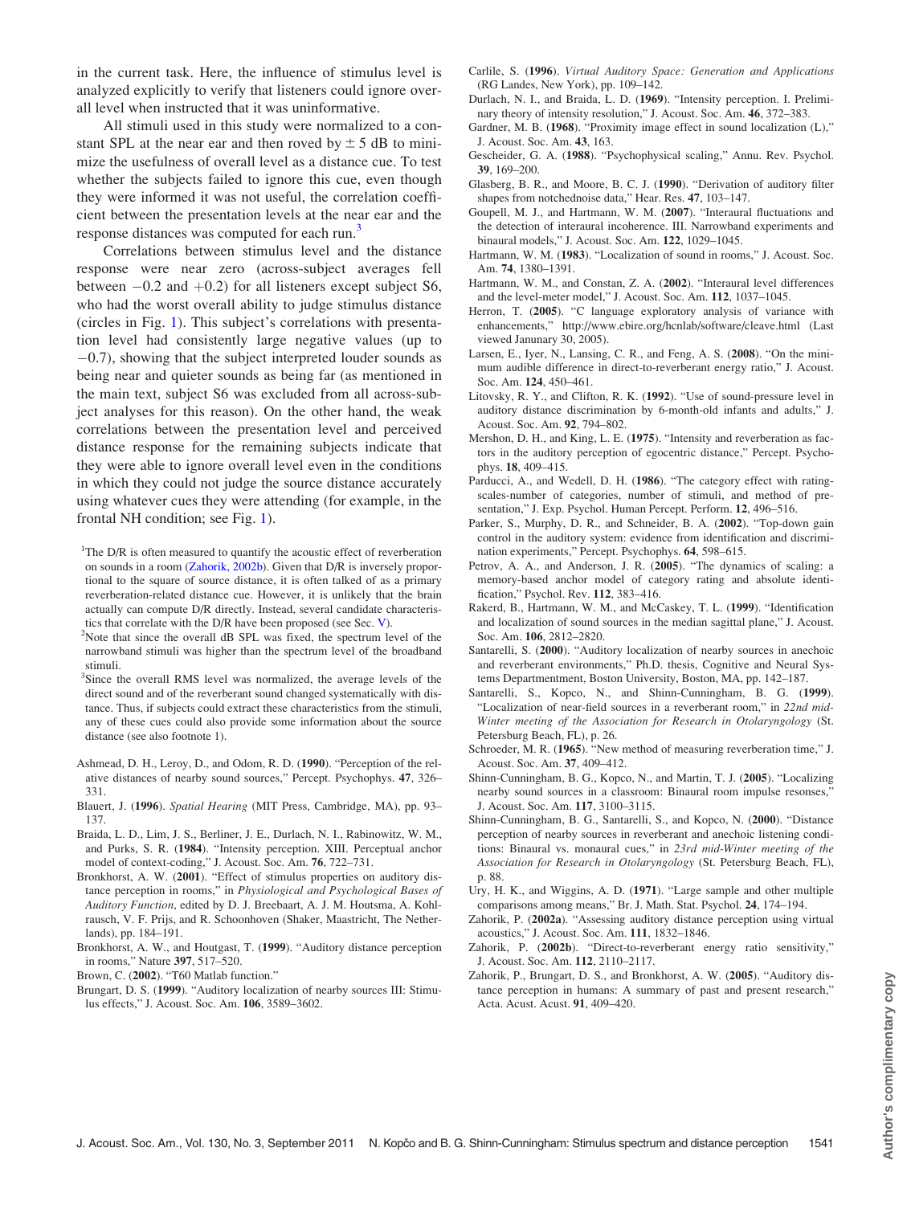in the current task. Here, the influence of stimulus level is analyzed explicitly to verify that listeners could ignore overall level when instructed that it was uninformative.

All stimuli used in this study were normalized to a constant SPL at the near ear and then roved by $\pm$ 5 dB to minimize the usefulness of overall level as a distance cue. To test whether the subjects failed to ignore this cue, even though they were informed it was not useful, the correlation coefficient between the presentation levels at the near ear and the response distances was computed for each run.[3]

Correlations between stimulus level and the distance response were near zero (across-subject averages fell between $-0.2$ and $+0.2$) for all listeners except subject S6, who had the worst overall ability to judge stimulus distance (circles in Fig. 1). This subject's correlations with presentation level had consistently large negative values (up to $-0.7$), showing that the subject interpreted louder sounds as being near and quieter sounds as being far (as mentioned in the main text, subject S6 was excluded from all across-subject analyses for this reason). On the other hand, the weak correlations between the presentation level and perceived distance response for the remaining subjects indicate that they were able to ignore overall level even in the conditions in which they could not judge the source distance accurately using whatever cues they were attending (for example, in the frontal NH condition; see Fig. 1).

[1]The D/R is often measured to quantify the acoustic effect of reverberation on sounds in a room (Zahorik, 2002b). Given that D/R is inversely proportional to the square of source distance, it is often talked of as a primary reverberation-related distance cue. However, it is unlikely that the brain actually can compute D/R directly. Instead, several candidate characteristics that correlate with the D/R have been proposed (see Sec. V).

[2]Note that since the overall dB SPL was fixed, the spectrum level of the narrowband stimuli was higher than the spectrum level of the broadband stimuli.

[3]Since the overall RMS level was normalized, the average levels of the direct sound and of the reverberant sound changed systematically with distance. Thus, if subjects could extract these characteristics from the stimuli, any of these cues could also provide some information about the source distance (see also footnote 1).

Ashmead, D. H., Leroy, D., and Odom, R. D. (**1990**). "Perception of the relative distances of nearby sound sources," Percept. Psychophys. **47**, 326–331.

Blauert, J. (**1996**). *Spatial Hearing* (MIT Press, Cambridge, MA), pp. 93–137.

Braida, L. D., Lim, J. S., Berliner, J. E., Durlach, N. I., Rabinowitz, W. M., and Purks, S. R. (**1984**). "Intensity perception. XIII. Perceptual anchor model of context-coding," J. Acoust. Soc. Am. **76**, 722–731.

Bronkhorst, A. W. (**2001**). "Effect of stimulus properties on auditory distance perception in rooms," in *Physiological and Psychological Bases of Auditory Function*, edited by D. J. Breebaart, A. J. M. Houtsma, A. Kohlrausch, V. F. Prijs, and R. Schoonhoven (Shaker, Maastricht, The Netherlands), pp. 184–191.

Bronkhorst, A. W., and Houtgast, T. (**1999**). "Auditory distance perception in rooms," Nature **397**, 517–520.

Brown, C. (**2002**). "T60 Matlab function."

Brungart, D. S. (**1999**). "Auditory localization of nearby sources III: Stimulus effects," J. Acoust. Soc. Am. **106**, 3589–3602.

Carlile, S. (**1996**). *Virtual Auditory Space: Generation and Applications* (RG Landes, New York), pp. 109–142.

Durlach, N. I., and Braida, L. D. (**1969**). "Intensity perception. I. Preliminary theory of intensity resolution," J. Acoust. Soc. Am. **46**, 372–383.

Gardner, M. B. (**1968**). "Proximity image effect in sound localization (L)," J. Acoust. Soc. Am. **43**, 163.

Gescheider, G. A. (**1988**). "Psychophysical scaling," Annu. Rev. Psychol. **39**, 169–200.

Glasberg, B. R., and Moore, B. C. J. (**1990**). "Derivation of auditory filter shapes from notchednoise data," Hear. Res. **47**, 103–147.

Goupell, M. J., and Hartmann, W. M. (**2007**). "Interaural fluctuations and the detection of interaural incoherence. III. Narrowband experiments and binaural models," J. Acoust. Soc. Am. **122**, 1029–1045.

Hartmann, W. M. (**1983**). "Localization of sound in rooms," J. Acoust. Soc. Am. **74**, 1380–1391.

Hartmann, W. M., and Constan, Z. A. (**2002**). "Interaural level differences and the level-meter model," J. Acoust. Soc. Am. **112**, 1037–1045.

Herron, T. (**2005**). "C language exploratory analysis of variance with enhancements," http://www.ebire.org/hcnlab/software/cleave.html (Last viewed Janunary 30, 2005).

Larsen, E., Iyer, N., Lansing, C. R., and Feng, A. S. (**2008**). "On the minimum audible difference in direct-to-reverberant energy ratio," J. Acoust. Soc. Am. **124**, 450–461.

Litovsky, R. Y., and Clifton, R. K. (**1992**). "Use of sound-pressure level in auditory distance discrimination by 6-month-old infants and adults," J. Acoust. Soc. Am. **92**, 794–802.

Mershon, D. H., and King, L. E. (**1975**). "Intensity and reverberation as factors in the auditory perception of egocentric distance," Percept. Psychophys. **18**, 409–415.

Parducci, A., and Wedell, D. H. (**1986**). "The category effect with rating-scales-number of categories, number of stimuli, and method of presentation," J. Exp. Psychol. Human Percept. Perform. **12**, 496–516.

Parker, S., Murphy, D. R., and Schneider, B. A. (**2002**). "Top-down gain control in the auditory system: evidence from identification and discrimination experiments," Percept. Psychophys. **64**, 598–615.

Petrov, A. A., and Anderson, J. R. (**2005**). "The dynamics of scaling: a memory-based anchor model of category rating and absolute identification," Psychol. Rev. **112**, 383–416.

Rakerd, B., Hartmann, W. M., and McCaskey, T. L. (**1999**). "Identification and localization of sound sources in the median sagittal plane," J. Acoust. Soc. Am. **106**, 2812–2820.

Santarelli, S. (**2000**). "Auditory localization of nearby sources in anechoic and reverberant environments," Ph.D. thesis, Cognitive and Neural Systems Departmentment, Boston University, Boston, MA, pp. 142–187.

Santarelli, S., Kopco, N., and Shinn-Cunningham, B. G. (**1999**). "Localization of near-field sources in a reverberant room," in *22nd mid-Winter meeting of the Association for Research in Otolaryngology* (St. Petersburg Beach, FL), p. 26.

Schroeder, M. R. (**1965**). "New method of measuring reverberation time," J. Acoust. Soc. Am. **37**, 409–412.

Shinn-Cunningham, B. G., Kopco, N., and Martin, T. J. (**2005**). "Localizing nearby sound sources in a classroom: Binaural room impulse resonses," J. Acoust. Soc. Am. **117**, 3100–3115.

Shinn-Cunningham, B. G., Santarelli, S., and Kopco, N. (**2000**). "Distance perception of nearby sources in reverberant and anechoic listening conditions: Binaural vs. monaural cues," in *23rd mid-Winter meeting of the Association for Research in Otolaryngology* (St. Petersburg Beach, FL), p. 88.

Ury, H. K., and Wiggins, A. D. (**1971**). "Large sample and other multiple comparisons among means," Br. J. Math. Stat. Psychol. **24**, 174–194.

Zahorik, P. (**2002a**). "Assessing auditory distance perception using virtual acoustics," J. Acoust. Soc. Am. **111**, 1832–1846.

Zahorik, P. (**2002b**). "Direct-to-reverberant energy ratio sensitivity," J. Acoust. Soc. Am. **112**, 2110–2117.

Zahorik, P., Brungart, D. S., and Bronkhorst, A. W. (**2005**). "Auditory distance perception in humans: A summary of past and present research," Acta. Acust. Acust. **91**, 409–420.